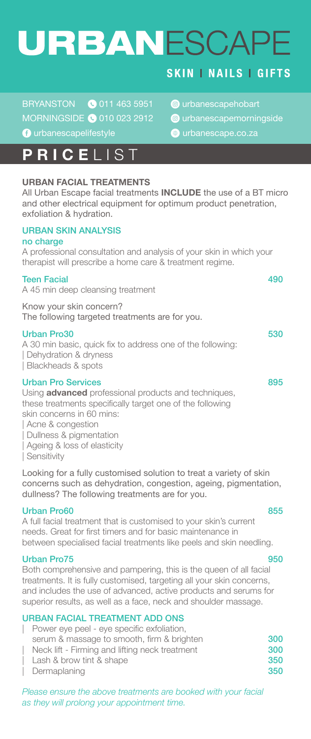# URBANESCAPE

**SKIN | NAILS | GIFTS**

BRYANSTON 011 463 5951
MORNINGSIDE 010 023 2912
urbanescapelifestyle

urbanescapehobart
urbanescapemorningside
urbanescape.co.za

## PRICELIST

### URBAN FACIAL TREATMENTS

All Urban Escape facial treatments **INCLUDE** the use of a BT micro and other electrical equipment for optimum product penetration, exfoliation & hydration.

### URBAN SKIN ANALYSIS

**no charge**

A professional consultation and analysis of your skin in which your therapist will prescribe a home care & treatment regime.

**Teen Facial** — 490

A 45 min deep cleansing treatment

Know your skin concern?
The following targeted treatments are for you.

**Urban Pro30** — 530

A 30 min basic, quick fix to address one of the following:
| Dehydration & dryness
| Blackheads & spots

**Urban Pro Services** — 895

Using **advanced** professional products and techniques, these treatments specifically target one of the following skin concerns in 60 mins:
| Acne & congestion
| Dullness & pigmentation
| Ageing & loss of elasticity
| Sensitivity

Looking for a fully customised solution to treat a variety of skin concerns such as dehydration, congestion, ageing, pigmentation, dullness? The following treatments are for you.

**Urban Pro60** — 855

A full facial treatment that is customised to your skin's current needs. Great for first timers and for basic maintenance in between specialised facial treatments like peels and skin needling.

**Urban Pro75** — 950

Both comprehensive and pampering, this is the queen of all facial treatments. It is fully customised, targeting all your skin concerns, and includes the use of advanced, active products and serums for superior results, as well as a face, neck and shoulder massage.

### URBAN FACIAL TREATMENT ADD ONS

| Treatment | Price |
| --- | --- |
| Power eye peel - eye specific exfoliation, serum & massage to smooth, firm & brighten | 300 |
| Neck lift - Firming and lifting neck treatment | 300 |
| Lash & brow tint & shape | 350 |
| Dermaplaning | 350 |

*Please ensure the above treatments are booked with your facial as they will prolong your appointment time.*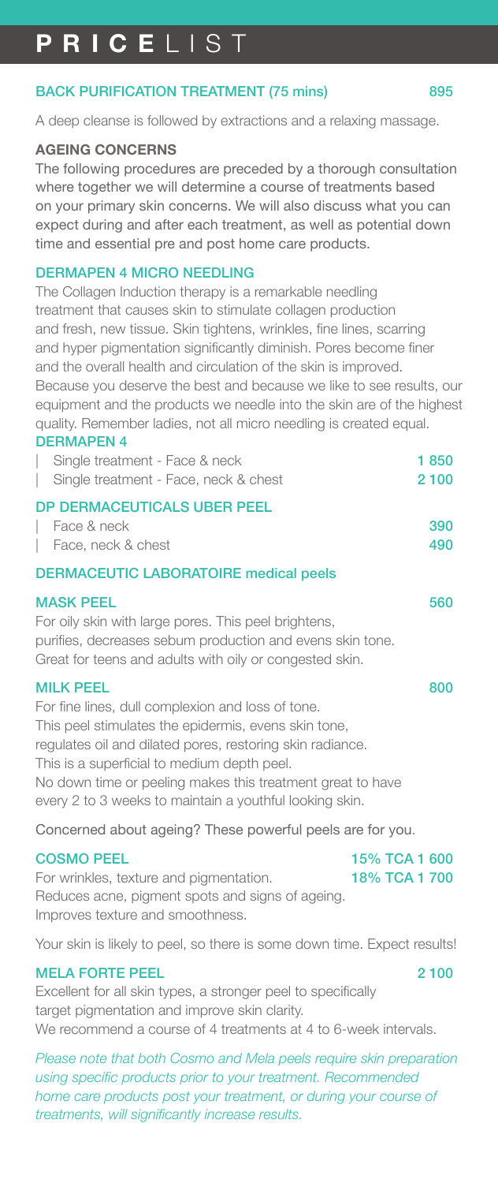# PRICELIST

## BACK PURIFICATION TREATMENT (75 mins) 895

A deep cleanse is followed by extractions and a relaxing massage.

## AGEING CONCERNS

The following procedures are preceded by a thorough consultation where together we will determine a course of treatments based on your primary skin concerns. We will also discuss what you can expect during and after each treatment, as well as potential down time and essential pre and post home care products.

## DERMAPEN 4 MICRO NEEDLING

The Collagen Induction therapy is a remarkable needling treatment that causes skin to stimulate collagen production and fresh, new tissue. Skin tightens, wrinkles, fine lines, scarring and hyper pigmentation significantly diminish. Pores become finer and the overall health and circulation of the skin is improved. Because you deserve the best and because we like to see results, our equipment and the products we needle into the skin are of the highest quality. Remember ladies, not all micro needling is created equal.

### DERMAPEN 4

| Treatment | Price |
|---|---|
| Single treatment - Face & neck | 1 850 |
| Single treatment - Face, neck & chest | 2 100 |

### DP DERMACEUTICALS UBER PEEL

| Treatment | Price |
|---|---|
| Face & neck | 390 |
| Face, neck & chest | 490 |

## DERMACEUTIC LABORATOIRE medical peels

### MASK PEEL 560

For oily skin with large pores. This peel brightens, purifies, decreases sebum production and evens skin tone. Great for teens and adults with oily or congested skin.

### MILK PEEL 800

For fine lines, dull complexion and loss of tone. This peel stimulates the epidermis, evens skin tone, regulates oil and dilated pores, restoring skin radiance. This is a superficial to medium depth peel. No down time or peeling makes this treatment great to have every 2 to 3 weeks to maintain a youthful looking skin.

Concerned about ageing? These powerful peels are for you.

### COSMO PEEL

15% TCA 1 600
18% TCA 1 700

For wrinkles, texture and pigmentation. Reduces acne, pigment spots and signs of ageing. Improves texture and smoothness.

Your skin is likely to peel, so there is some down time. Expect results!

### MELA FORTE PEEL 2 100

Excellent for all skin types, a stronger peel to specifically target pigmentation and improve skin clarity. We recommend a course of 4 treatments at 4 to 6-week intervals.

*Please note that both Cosmo and Mela peels require skin preparation using specific products prior to your treatment. Recommended home care products post your treatment, or during your course of treatments, will significantly increase results.*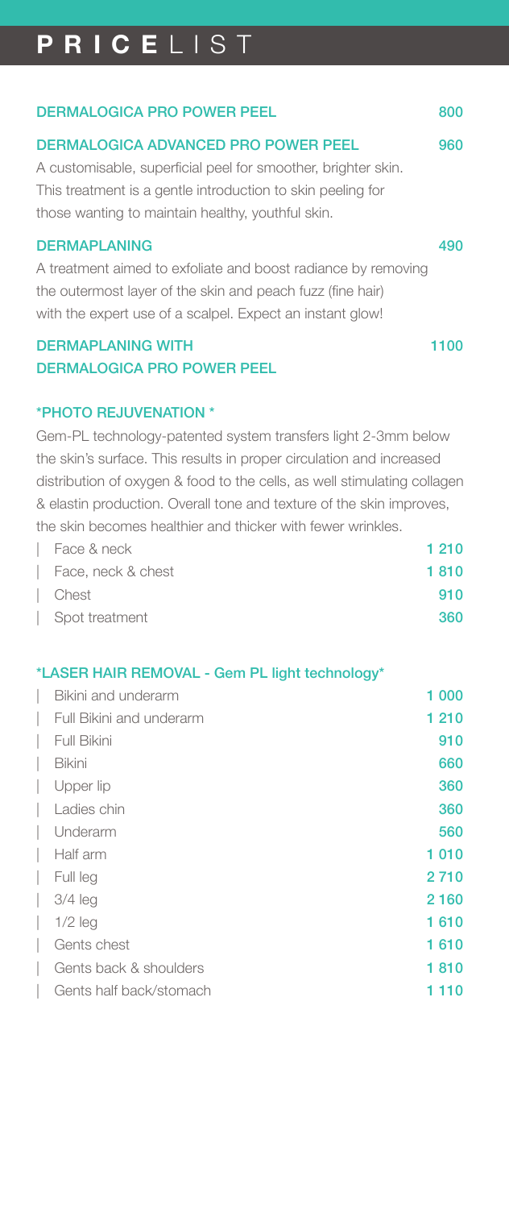# PRICELIST

## DERMALOGICA PRO POWER PEEL 800

## DERMALOGICA ADVANCED PRO POWER PEEL 960

A customisable, superficial peel for smoother, brighter skin. This treatment is a gentle introduction to skin peeling for those wanting to maintain healthy, youthful skin.

## DERMAPLANING 490

A treatment aimed to exfoliate and boost radiance by removing the outermost layer of the skin and peach fuzz (fine hair) with the expert use of a scalpel. Expect an instant glow!

## DERMAPLANING WITH DERMALOGICA PRO POWER PEEL 1100

## *PHOTO REJUVENATION *

Gem-PL technology-patented system transfers light 2-3mm below the skin's surface. This results in proper circulation and increased distribution of oxygen & food to the cells, as well stimulating collagen & elastin production. Overall tone and texture of the skin improves, the skin becomes healthier and thicker with fewer wrinkles.

| Treatment | Price |
|---|---|
| Face & neck | 1 210 |
| Face, neck & chest | 1 810 |
| Chest | 910 |
| Spot treatment | 360 |

## *LASER HAIR REMOVAL - Gem PL light technology*

| Treatment | Price |
|---|---|
| Bikini and underarm | 1 000 |
| Full Bikini and underarm | 1 210 |
| Full Bikini | 910 |
| Bikini | 660 |
| Upper lip | 360 |
| Ladies chin | 360 |
| Underarm | 560 |
| Half arm | 1 010 |
| Full leg | 2 710 |
| 3/4 leg | 2 160 |
| 1/2 leg | 1 610 |
| Gents chest | 1 610 |
| Gents back & shoulders | 1 810 |
| Gents half back/stomach | 1 110 |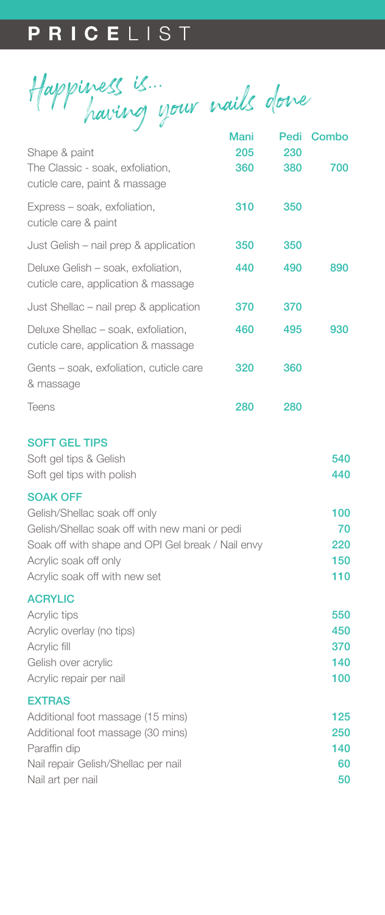# PRICELIST

*Happiness is... having your nails done*

| | Mani | Pedi | Combo |
|---|---|---|---|
| Shape & paint | 205 | 230 | |
| The Classic - soak, exfoliation, cuticle care, paint & massage | 360 | 380 | 700 |
| Express – soak, exfoliation, cuticle care & paint | 310 | 350 | |
| Just Gelish – nail prep & application | 350 | 350 | |
| Deluxe Gelish – soak, exfoliation, cuticle care, application & massage | 440 | 490 | 890 |
| Just Shellac – nail prep & application | 370 | 370 | |
| Deluxe Shellac – soak, exfoliation, cuticle care, application & massage | 460 | 495 | 930 |
| Gents – soak, exfoliation, cuticle care & massage | 320 | 360 | |
| Teens | 280 | 280 | |

## SOFT GEL TIPS

| | |
|---|---|
| Soft gel tips & Gelish | 540 |
| Soft gel tips with polish | 440 |

## SOAK OFF

| | |
|---|---|
| Gelish/Shellac soak off only | 100 |
| Gelish/Shellac soak off with new mani or pedi | 70 |
| Soak off with shape and OPI Gel break / Nail envy | 220 |
| Acrylic soak off only | 150 |
| Acrylic soak off with new set | 110 |

## ACRYLIC

| | |
|---|---|
| Acrylic tips | 550 |
| Acrylic overlay (no tips) | 450 |
| Acrylic fill | 370 |
| Gelish over acrylic | 140 |
| Acrylic repair per nail | 100 |

## EXTRAS

| | |
|---|---|
| Additional foot massage (15 mins) | 125 |
| Additional foot massage (30 mins) | 250 |
| Paraffin dip | 140 |
| Nail repair Gelish/Shellac per nail | 60 |
| Nail art per nail | 50 |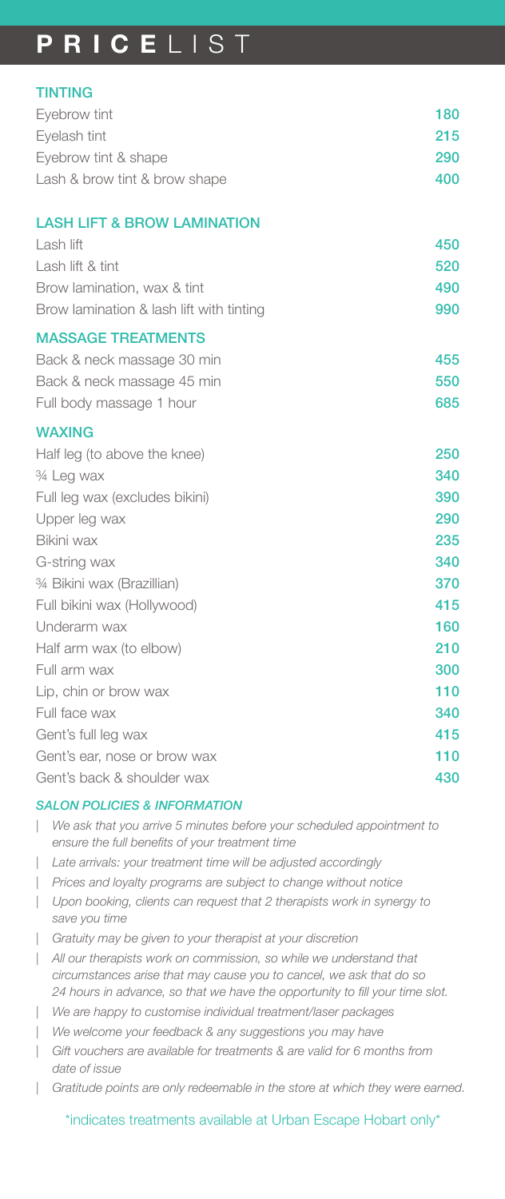# PRICELIST

## TINTING

| | |
|---|---|
| Eyebrow tint | 180 |
| Eyelash tint | 215 |
| Eyebrow tint & shape | 290 |
| Lash & brow tint & brow shape | 400 |

## LASH LIFT & BROW LAMINATION

| | |
|---|---|
| Lash lift | 450 |
| Lash lift & tint | 520 |
| Brow lamination, wax & tint | 490 |
| Brow lamination & lash lift with tinting | 990 |

## MASSAGE TREATMENTS

| | |
|---|---|
| Back & neck massage 30 min | 455 |
| Back & neck massage 45 min | 550 |
| Full body massage 1 hour | 685 |

## WAXING

| | |
|---|---|
| Half leg (to above the knee) | 250 |
| ¾ Leg wax | 340 |
| Full leg wax (excludes bikini) | 390 |
| Upper leg wax | 290 |
| Bikini wax | 235 |
| G-string wax | 340 |
| ¾ Bikini wax (Brazillian) | 370 |
| Full bikini wax (Hollywood) | 415 |
| Underarm wax | 160 |
| Half arm wax (to elbow) | 210 |
| Full arm wax | 300 |
| Lip, chin or brow wax | 110 |
| Full face wax | 340 |
| Gent's full leg wax | 415 |
| Gent's ear, nose or brow wax | 110 |
| Gent's back & shoulder wax | 430 |

### *SALON POLICIES & INFORMATION*

- *We ask that you arrive 5 minutes before your scheduled appointment to ensure the full benefits of your treatment time*
- *Late arrivals: your treatment time will be adjusted accordingly*
- *Prices and loyalty programs are subject to change without notice*
- *Upon booking, clients can request that 2 therapists work in synergy to save you time*
- *Gratuity may be given to your therapist at your discretion*
- *All our therapists work on commission, so while we understand that circumstances arise that may cause you to cancel, we ask that do so 24 hours in advance, so that we have the opportunity to fill your time slot.*
- *We are happy to customise individual treatment/laser packages*
- *We welcome your feedback & any suggestions you may have*
- *Gift vouchers are available for treatments & are valid for 6 months from date of issue*
- *Gratitude points are only redeemable in the store at which they were earned.*

\*indicates treatments available at Urban Escape Hobart only\*